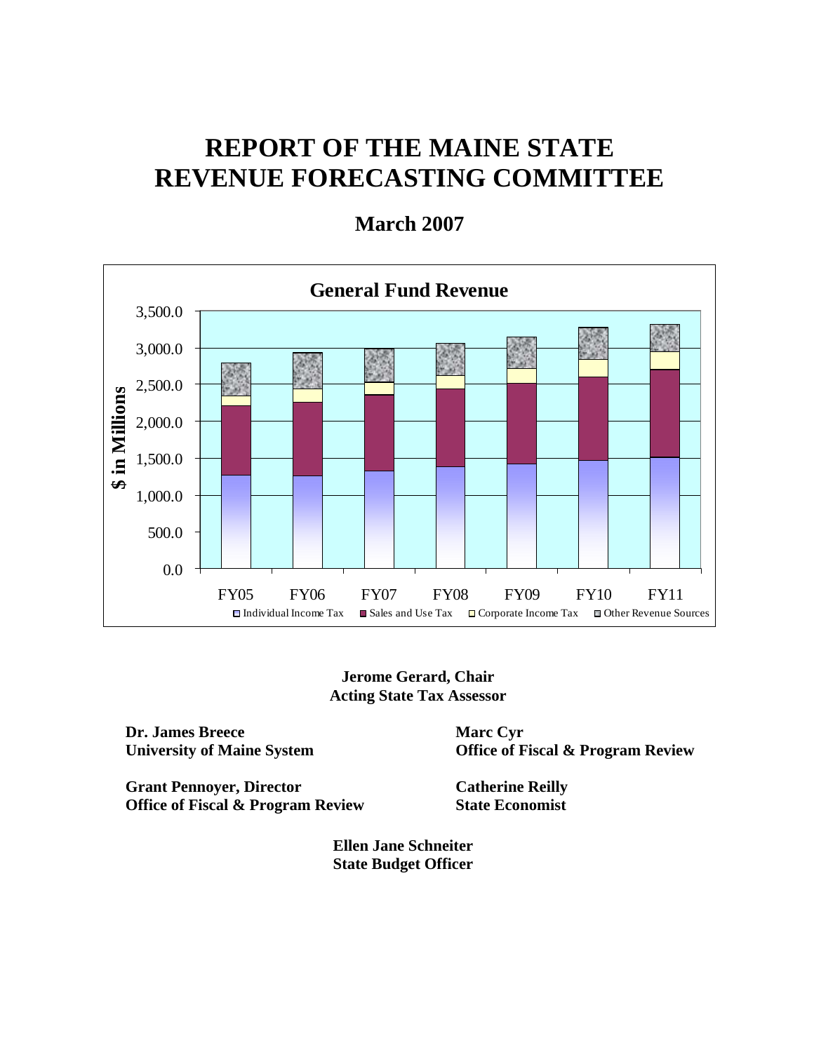# REPORT OF THE MAINE STATE REVENUE FORECASTING COMMITTEE

## March 2007

**General Fund Revenue**

**Jerome Gerard, Chair**
**Acting State Tax Assessor**

**Dr. James Breece**
**University of Maine System**

**Marc Cyr**
**Office of Fiscal & Program Review**

**Grant Pennoyer, Director**
**Office of Fiscal & Program Review**

**Catherine Reilly**
**State Economist**

**Ellen Jane Schneiter**
**State Budget Officer**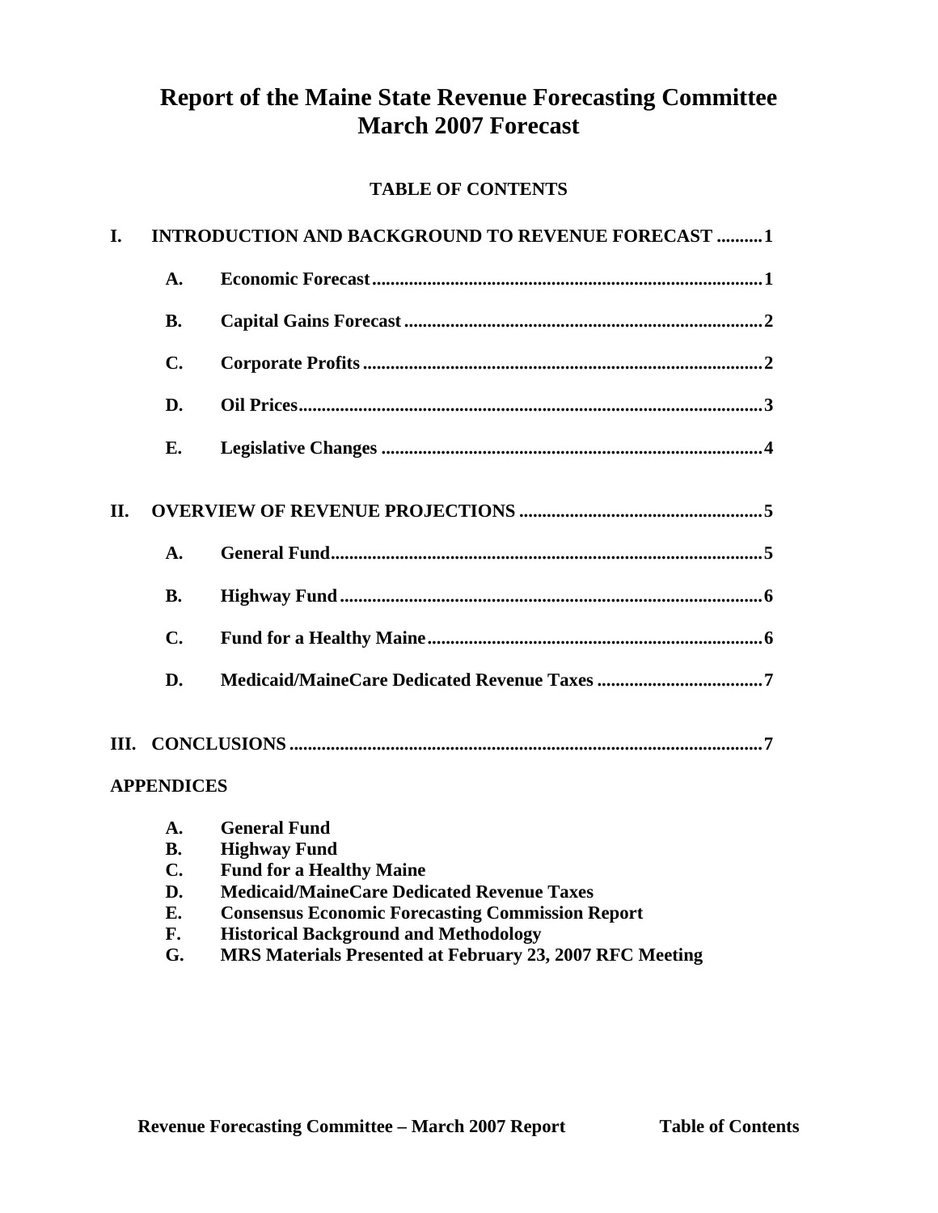# Report of the Maine State Revenue Forecasting Committee
# March 2007 Forecast

**TABLE OF CONTENTS**

**I. INTRODUCTION AND BACKGROUND TO REVENUE FORECAST .......... 1**

- **A. Economic Forecast .......... 1**
- **B. Capital Gains Forecast .......... 2**
- **C. Corporate Profits .......... 2**
- **D. Oil Prices .......... 3**
- **E. Legislative Changes .......... 4**

**II. OVERVIEW OF REVENUE PROJECTIONS .......... 5**

- **A. General Fund .......... 5**
- **B. Highway Fund .......... 6**
- **C. Fund for a Healthy Maine .......... 6**
- **D. Medicaid/MaineCare Dedicated Revenue Taxes .......... 7**

**III. CONCLUSIONS .......... 7**

**APPENDICES**

- **A. General Fund**
- **B. Highway Fund**
- **C. Fund for a Healthy Maine**
- **D. Medicaid/MaineCare Dedicated Revenue Taxes**
- **E. Consensus Economic Forecasting Commission Report**
- **F. Historical Background and Methodology**
- **G. MRS Materials Presented at February 23, 2007 RFC Meeting**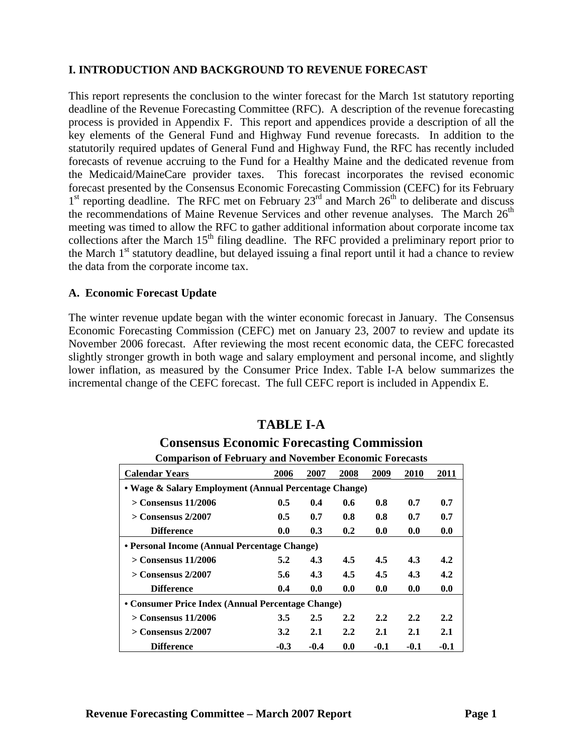## I. INTRODUCTION AND BACKGROUND TO REVENUE FORECAST

This report represents the conclusion to the winter forecast for the March 1st statutory reporting deadline of the Revenue Forecasting Committee (RFC). A description of the revenue forecasting process is provided in Appendix F. This report and appendices provide a description of all the key elements of the General Fund and Highway Fund revenue forecasts. In addition to the statutorily required updates of General Fund and Highway Fund, the RFC has recently included forecasts of revenue accruing to the Fund for a Healthy Maine and the dedicated revenue from the Medicaid/MaineCare provider taxes. This forecast incorporates the revised economic forecast presented by the Consensus Economic Forecasting Commission (CEFC) for its February 1st reporting deadline. The RFC met on February 23rd and March 26th to deliberate and discuss the recommendations of Maine Revenue Services and other revenue analyses. The March 26th meeting was timed to allow the RFC to gather additional information about corporate income tax collections after the March 15th filing deadline. The RFC provided a preliminary report prior to the March 1st statutory deadline, but delayed issuing a final report until it had a chance to review the data from the corporate income tax.

### A. Economic Forecast Update

The winter revenue update began with the winter economic forecast in January. The Consensus Economic Forecasting Commission (CEFC) met on January 23, 2007 to review and update its November 2006 forecast. After reviewing the most recent economic data, the CEFC forecasted slightly stronger growth in both wage and salary employment and personal income, and slightly lower inflation, as measured by the Consumer Price Index. Table I-A below summarizes the incremental change of the CEFC forecast. The full CEFC report is included in Appendix E.

**TABLE I-A**

**Consensus Economic Forecasting Commission**

**Comparison of February and November Economic Forecasts**

| Calendar Years | 2006 | 2007 | 2008 | 2009 | 2010 | 2011 |
|---|---|---|---|---|---|---|
| **• Wage & Salary Employment (Annual Percentage Change)** | | | | | | |
| > Consensus 11/2006 | 0.5 | 0.4 | 0.6 | 0.8 | 0.7 | 0.7 |
| > Consensus 2/2007 | 0.5 | 0.7 | 0.8 | 0.8 | 0.7 | 0.7 |
| Difference | 0.0 | 0.3 | 0.2 | 0.0 | 0.0 | 0.0 |
| **• Personal Income (Annual Percentage Change)** | | | | | | |
| > Consensus 11/2006 | 5.2 | 4.3 | 4.5 | 4.5 | 4.3 | 4.2 |
| > Consensus 2/2007 | 5.6 | 4.3 | 4.5 | 4.5 | 4.3 | 4.2 |
| Difference | 0.4 | 0.0 | 0.0 | 0.0 | 0.0 | 0.0 |
| **• Consumer Price Index (Annual Percentage Change)** | | | | | | |
| > Consensus 11/2006 | 3.5 | 2.5 | 2.2 | 2.2 | 2.2 | 2.2 |
| > Consensus 2/2007 | 3.2 | 2.1 | 2.2 | 2.1 | 2.1 | 2.1 |
| Difference | -0.3 | -0.4 | 0.0 | -0.1 | -0.1 | -0.1 |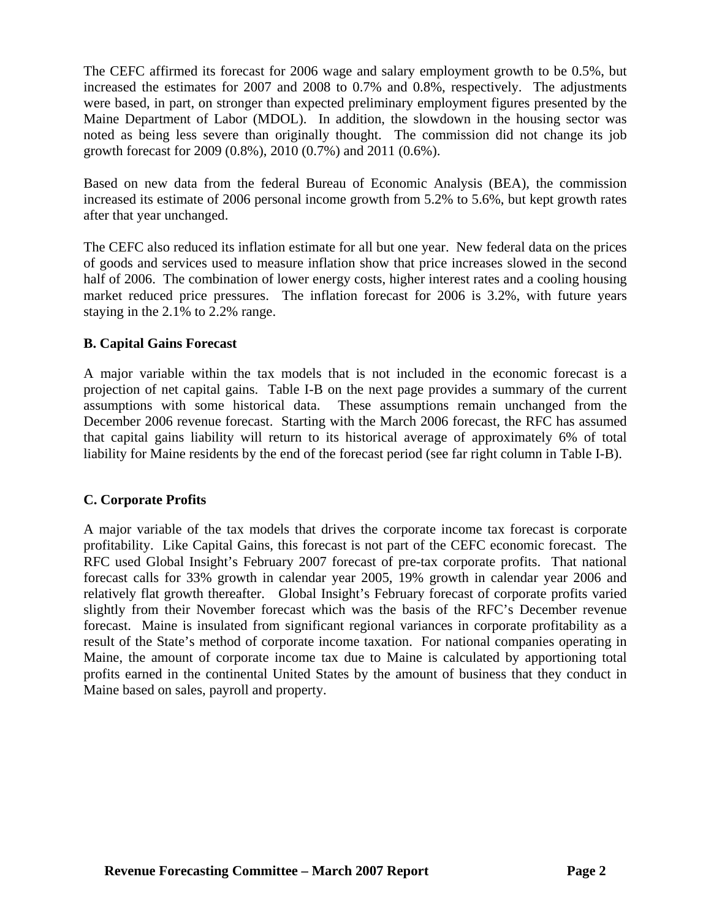The CEFC affirmed its forecast for 2006 wage and salary employment growth to be 0.5%, but increased the estimates for 2007 and 2008 to 0.7% and 0.8%, respectively. The adjustments were based, in part, on stronger than expected preliminary employment figures presented by the Maine Department of Labor (MDOL). In addition, the slowdown in the housing sector was noted as being less severe than originally thought. The commission did not change its job growth forecast for 2009 (0.8%), 2010 (0.7%) and 2011 (0.6%).

Based on new data from the federal Bureau of Economic Analysis (BEA), the commission increased its estimate of 2006 personal income growth from 5.2% to 5.6%, but kept growth rates after that year unchanged.

The CEFC also reduced its inflation estimate for all but one year. New federal data on the prices of goods and services used to measure inflation show that price increases slowed in the second half of 2006. The combination of lower energy costs, higher interest rates and a cooling housing market reduced price pressures. The inflation forecast for 2006 is 3.2%, with future years staying in the 2.1% to 2.2% range.

**B. Capital Gains Forecast**

A major variable within the tax models that is not included in the economic forecast is a projection of net capital gains. Table I-B on the next page provides a summary of the current assumptions with some historical data. These assumptions remain unchanged from the December 2006 revenue forecast. Starting with the March 2006 forecast, the RFC has assumed that capital gains liability will return to its historical average of approximately 6% of total liability for Maine residents by the end of the forecast period (see far right column in Table I-B).

**C. Corporate Profits**

A major variable of the tax models that drives the corporate income tax forecast is corporate profitability. Like Capital Gains, this forecast is not part of the CEFC economic forecast. The RFC used Global Insight's February 2007 forecast of pre-tax corporate profits. That national forecast calls for 33% growth in calendar year 2005, 19% growth in calendar year 2006 and relatively flat growth thereafter. Global Insight's February forecast of corporate profits varied slightly from their November forecast which was the basis of the RFC's December revenue forecast. Maine is insulated from significant regional variances in corporate profitability as a result of the State's method of corporate income taxation. For national companies operating in Maine, the amount of corporate income tax due to Maine is calculated by apportioning total profits earned in the continental United States by the amount of business that they conduct in Maine based on sales, payroll and property.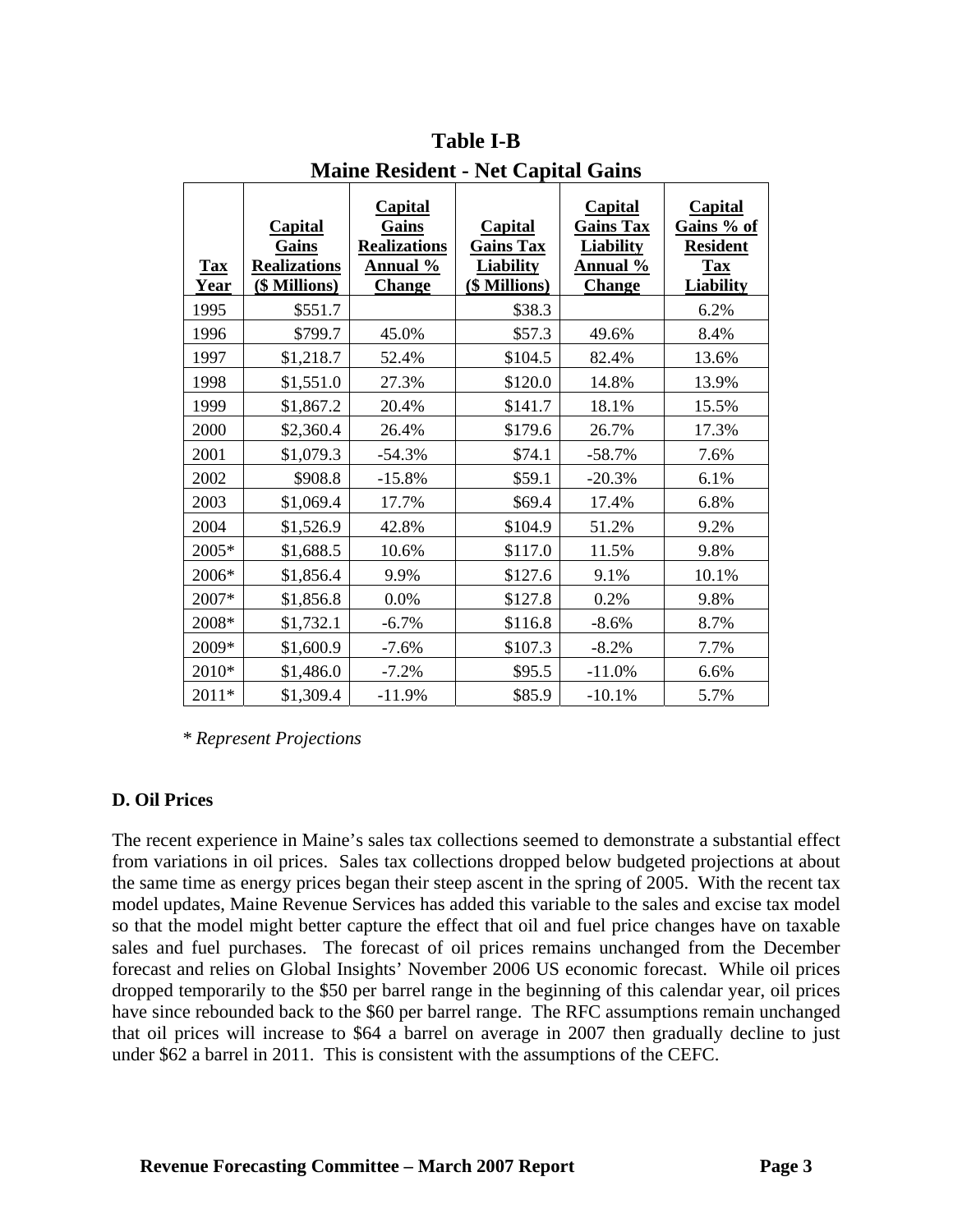## Table I-B

### Maine Resident - Net Capital Gains

| Tax Year | Capital Gains Realizations ($ Millions) | Capital Gains Realizations Annual % Change | Capital Gains Tax Liability ($ Millions) | Capital Gains Tax Liability Annual % Change | Capital Gains % of Resident Tax Liability |
|---|---|---|---|---|---|
| 1995 | $551.7 | | $38.3 | | 6.2% |
| 1996 | $799.7 | 45.0% | $57.3 | 49.6% | 8.4% |
| 1997 | $1,218.7 | 52.4% | $104.5 | 82.4% | 13.6% |
| 1998 | $1,551.0 | 27.3% | $120.0 | 14.8% | 13.9% |
| 1999 | $1,867.2 | 20.4% | $141.7 | 18.1% | 15.5% |
| 2000 | $2,360.4 | 26.4% | $179.6 | 26.7% | 17.3% |
| 2001 | $1,079.3 | -54.3% | $74.1 | -58.7% | 7.6% |
| 2002 | $908.8 | -15.8% | $59.1 | -20.3% | 6.1% |
| 2003 | $1,069.4 | 17.7% | $69.4 | 17.4% | 6.8% |
| 2004 | $1,526.9 | 42.8% | $104.9 | 51.2% | 9.2% |
| 2005* | $1,688.5 | 10.6% | $117.0 | 11.5% | 9.8% |
| 2006* | $1,856.4 | 9.9% | $127.6 | 9.1% | 10.1% |
| 2007* | $1,856.8 | 0.0% | $127.8 | 0.2% | 9.8% |
| 2008* | $1,732.1 | -6.7% | $116.8 | -8.6% | 8.7% |
| 2009* | $1,600.9 | -7.6% | $107.3 | -8.2% | 7.7% |
| 2010* | $1,486.0 | -7.2% | $95.5 | -11.0% | 6.6% |
| 2011* | $1,309.4 | -11.9% | $85.9 | -10.1% | 5.7% |

*\* Represent Projections*

**D. Oil Prices**

The recent experience in Maine's sales tax collections seemed to demonstrate a substantial effect from variations in oil prices. Sales tax collections dropped below budgeted projections at about the same time as energy prices began their steep ascent in the spring of 2005. With the recent tax model updates, Maine Revenue Services has added this variable to the sales and excise tax model so that the model might better capture the effect that oil and fuel price changes have on taxable sales and fuel purchases. The forecast of oil prices remains unchanged from the December forecast and relies on Global Insights' November 2006 US economic forecast. While oil prices dropped temporarily to the $50 per barrel range in the beginning of this calendar year, oil prices have since rebounded back to the $60 per barrel range. The RFC assumptions remain unchanged that oil prices will increase to $64 a barrel on average in 2007 then gradually decline to just under $62 a barrel in 2011. This is consistent with the assumptions of the CEFC.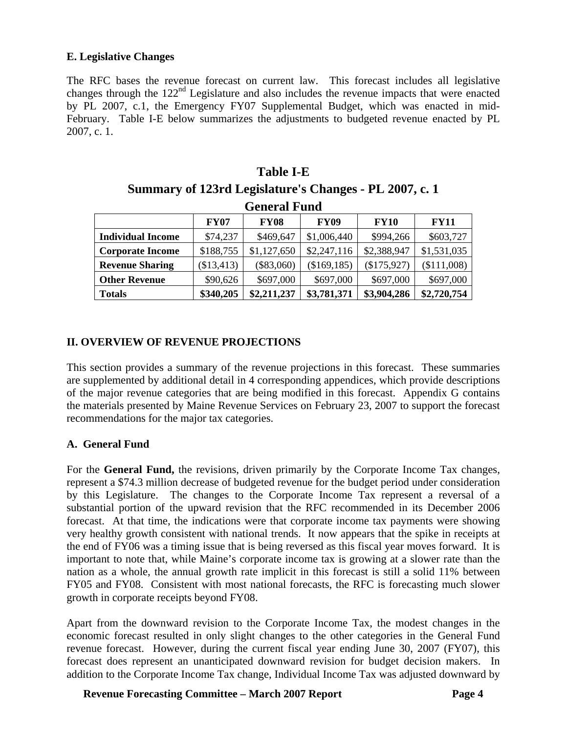### E. Legislative Changes

The RFC bases the revenue forecast on current law. This forecast includes all legislative changes through the 122[nd] Legislature and also includes the revenue impacts that were enacted by PL 2007, c.1, the Emergency FY07 Supplemental Budget, which was enacted in mid-February. Table I-E below summarizes the adjustments to budgeted revenue enacted by PL 2007, c. 1.

**Table I-E**
**Summary of 123rd Legislature's Changes - PL 2007, c. 1**
**General Fund**

| | FY07 | FY08 | FY09 | FY10 | FY11 |
|---|---|---|---|---|---|
| **Individual Income** | $74,237 | $469,647 | $1,006,440 | $994,266 | $603,727 |
| **Corporate Income** | $188,755 | $1,127,650 | $2,247,116 | $2,388,947 | $1,531,035 |
| **Revenue Sharing** | ($13,413) | ($83,060) | ($169,185) | ($175,927) | ($111,008) |
| **Other Revenue** | $90,626 | $697,000 | $697,000 | $697,000 | $697,000 |
| **Totals** | **$340,205** | **$2,211,237** | **$3,781,371** | **$3,904,286** | **$2,720,754** |

## II. OVERVIEW OF REVENUE PROJECTIONS

This section provides a summary of the revenue projections in this forecast. These summaries are supplemented by additional detail in 4 corresponding appendices, which provide descriptions of the major revenue categories that are being modified in this forecast. Appendix G contains the materials presented by Maine Revenue Services on February 23, 2007 to support the forecast recommendations for the major tax categories.

### A. General Fund

For the **General Fund,** the revisions, driven primarily by the Corporate Income Tax changes, represent a $74.3 million decrease of budgeted revenue for the budget period under consideration by this Legislature. The changes to the Corporate Income Tax represent a reversal of a substantial portion of the upward revision that the RFC recommended in its December 2006 forecast. At that time, the indications were that corporate income tax payments were showing very healthy growth consistent with national trends. It now appears that the spike in receipts at the end of FY06 was a timing issue that is being reversed as this fiscal year moves forward. It is important to note that, while Maine's corporate income tax is growing at a slower rate than the nation as a whole, the annual growth rate implicit in this forecast is still a solid 11% between FY05 and FY08. Consistent with most national forecasts, the RFC is forecasting much slower growth in corporate receipts beyond FY08.

Apart from the downward revision to the Corporate Income Tax, the modest changes in the economic forecast resulted in only slight changes to the other categories in the General Fund revenue forecast. However, during the current fiscal year ending June 30, 2007 (FY07), this forecast does represent an unanticipated downward revision for budget decision makers. In addition to the Corporate Income Tax change, Individual Income Tax was adjusted downward by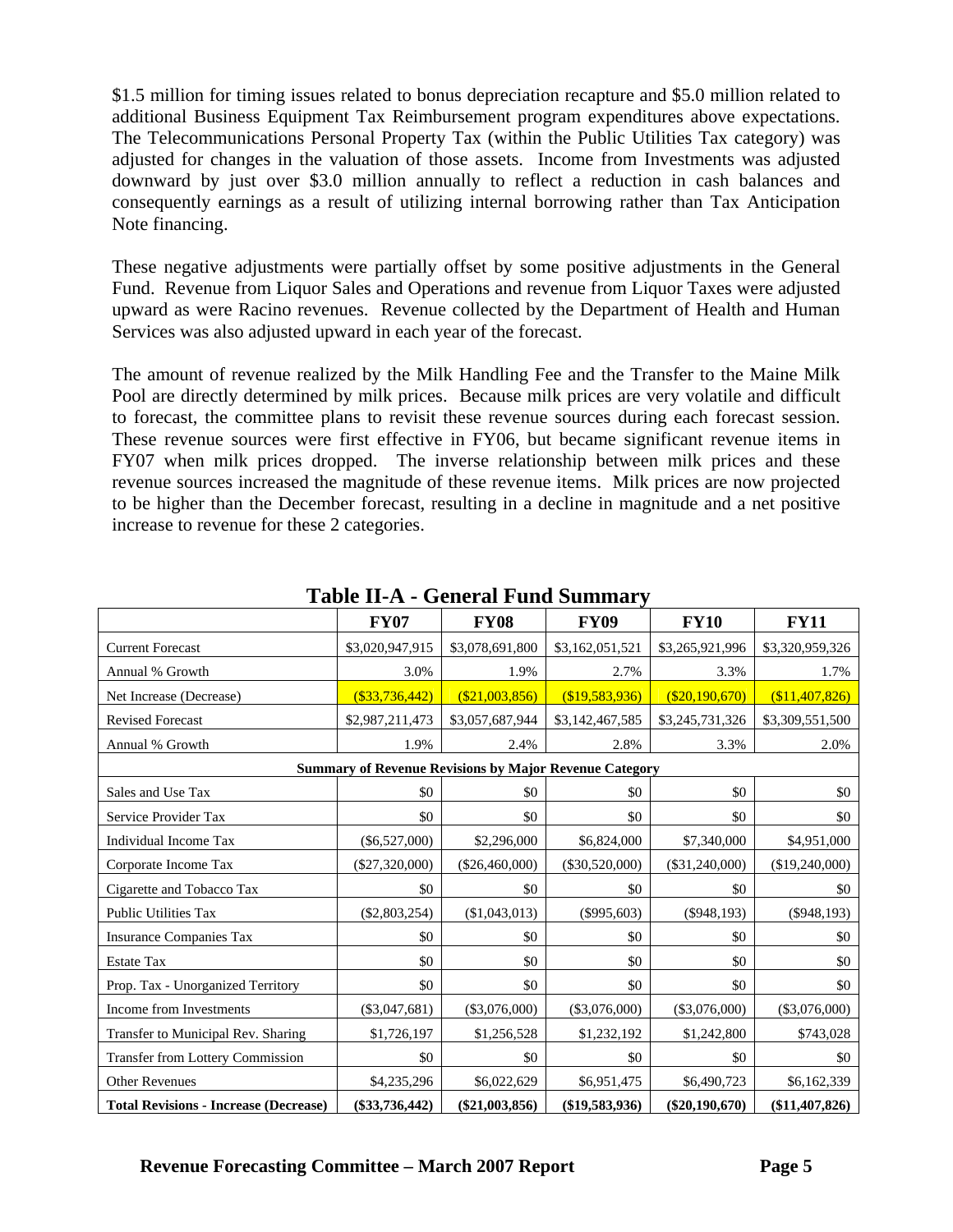$1.5 million for timing issues related to bonus depreciation recapture and $5.0 million related to additional Business Equipment Tax Reimbursement program expenditures above expectations. The Telecommunications Personal Property Tax (within the Public Utilities Tax category) was adjusted for changes in the valuation of those assets. Income from Investments was adjusted downward by just over $3.0 million annually to reflect a reduction in cash balances and consequently earnings as a result of utilizing internal borrowing rather than Tax Anticipation Note financing.

These negative adjustments were partially offset by some positive adjustments in the General Fund. Revenue from Liquor Sales and Operations and revenue from Liquor Taxes were adjusted upward as were Racino revenues. Revenue collected by the Department of Health and Human Services was also adjusted upward in each year of the forecast.

The amount of revenue realized by the Milk Handling Fee and the Transfer to the Maine Milk Pool are directly determined by milk prices. Because milk prices are very volatile and difficult to forecast, the committee plans to revisit these revenue sources during each forecast session. These revenue sources were first effective in FY06, but became significant revenue items in FY07 when milk prices dropped. The inverse relationship between milk prices and these revenue sources increased the magnitude of these revenue items. Milk prices are now projected to be higher than the December forecast, resulting in a decline in magnitude and a net positive increase to revenue for these 2 categories.

## Table II-A - General Fund Summary

| | **FY07** | **FY08** | **FY09** | **FY10** | **FY11** |
|---|---|---|---|---|---|
| Current Forecast | $3,020,947,915 | $3,078,691,800 | $3,162,051,521 | $3,265,921,996 | $3,320,959,326 |
| Annual % Growth | 3.0% | 1.9% | 2.7% | 3.3% | 1.7% |
| Net Increase (Decrease) | ($33,736,442) | ($21,003,856) | ($19,583,936) | ($20,190,670) | ($11,407,826) |
| Revised Forecast | $2,987,211,473 | $3,057,687,944 | $3,142,467,585 | $3,245,731,326 | $3,309,551,500 |
| Annual % Growth | 1.9% | 2.4% | 2.8% | 3.3% | 2.0% |
| **Summary of Revenue Revisions by Major Revenue Category** | | | | | |
| Sales and Use Tax | $0 | $0 | $0 | $0 | $0 |
| Service Provider Tax | $0 | $0 | $0 | $0 | $0 |
| Individual Income Tax | ($6,527,000) | $2,296,000 | $6,824,000 | $7,340,000 | $4,951,000 |
| Corporate Income Tax | ($27,320,000) | ($26,460,000) | ($30,520,000) | ($31,240,000) | ($19,240,000) |
| Cigarette and Tobacco Tax | $0 | $0 | $0 | $0 | $0 |
| Public Utilities Tax | ($2,803,254) | ($1,043,013) | ($995,603) | ($948,193) | ($948,193) |
| Insurance Companies Tax | $0 | $0 | $0 | $0 | $0 |
| Estate Tax | $0 | $0 | $0 | $0 | $0 |
| Prop. Tax - Unorganized Territory | $0 | $0 | $0 | $0 | $0 |
| Income from Investments | ($3,047,681) | ($3,076,000) | ($3,076,000) | ($3,076,000) | ($3,076,000) |
| Transfer to Municipal Rev. Sharing | $1,726,197 | $1,256,528 | $1,232,192 | $1,242,800 | $743,028 |
| Transfer from Lottery Commission | $0 | $0 | $0 | $0 | $0 |
| Other Revenues | $4,235,296 | $6,022,629 | $6,951,475 | $6,490,723 | $6,162,339 |
| **Total Revisions - Increase (Decrease)** | **($33,736,442)** | **($21,003,856)** | **($19,583,936)** | **($20,190,670)** | **($11,407,826)** |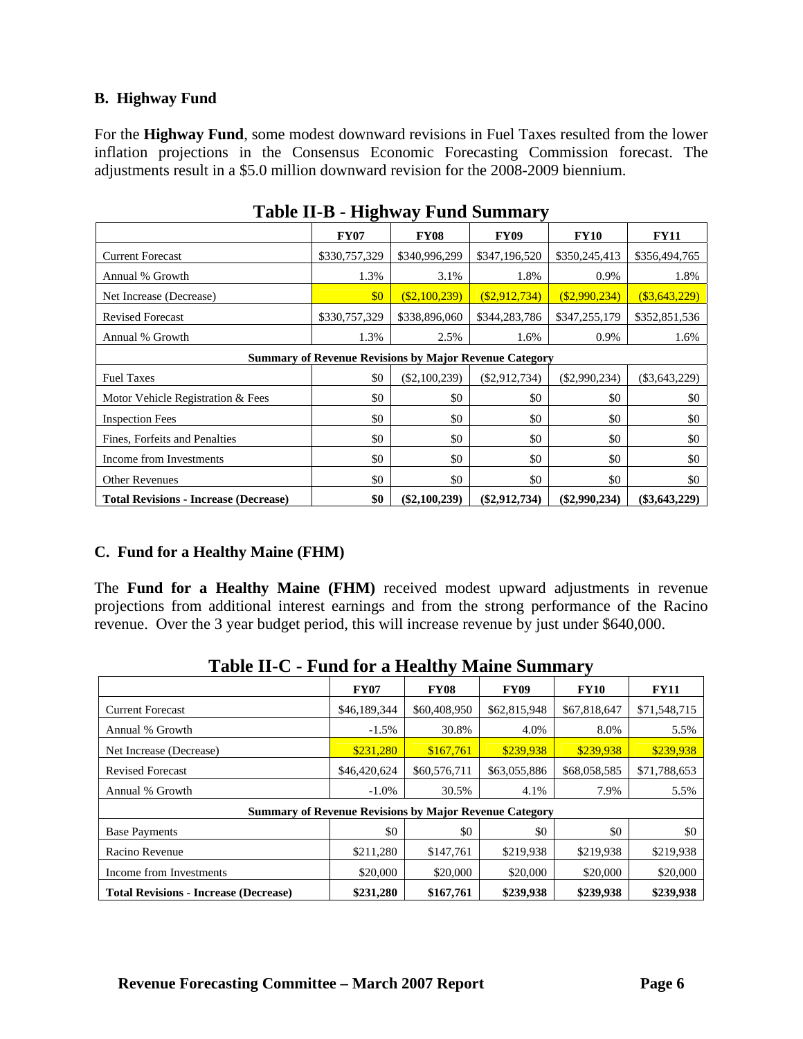### B. Highway Fund

For the **Highway Fund**, some modest downward revisions in Fuel Taxes resulted from the lower inflation projections in the Consensus Economic Forecasting Commission forecast. The adjustments result in a $5.0 million downward revision for the 2008-2009 biennium.

**Table II-B - Highway Fund Summary**

| | FY07 | FY08 | FY09 | FY10 | FY11 |
|---|---|---|---|---|---|
| Current Forecast | $330,757,329 | $340,996,299 | $347,196,520 | $350,245,413 | $356,494,765 |
| Annual % Growth | 1.3% | 3.1% | 1.8% | 0.9% | 1.8% |
| Net Increase (Decrease) | $0 | ($2,100,239) | ($2,912,734) | ($2,990,234) | ($3,643,229) |
| Revised Forecast | $330,757,329 | $338,896,060 | $344,283,786 | $347,255,179 | $352,851,536 |
| Annual % Growth | 1.3% | 2.5% | 1.6% | 0.9% | 1.6% |
| **Summary of Revenue Revisions by Major Revenue Category** | | | | | |
| Fuel Taxes | $0 | ($2,100,239) | ($2,912,734) | ($2,990,234) | ($3,643,229) |
| Motor Vehicle Registration & Fees | $0 | $0 | $0 | $0 | $0 |
| Inspection Fees | $0 | $0 | $0 | $0 | $0 |
| Fines, Forfeits and Penalties | $0 | $0 | $0 | $0 | $0 |
| Income from Investments | $0 | $0 | $0 | $0 | $0 |
| Other Revenues | $0 | $0 | $0 | $0 | $0 |
| **Total Revisions - Increase (Decrease)** | **$0** | **($2,100,239)** | **($2,912,734)** | **($2,990,234)** | **($3,643,229)** |

### C. Fund for a Healthy Maine (FHM)

The **Fund for a Healthy Maine (FHM)** received modest upward adjustments in revenue projections from additional interest earnings and from the strong performance of the Racino revenue. Over the 3 year budget period, this will increase revenue by just under $640,000.

**Table II-C - Fund for a Healthy Maine Summary**

| | FY07 | FY08 | FY09 | FY10 | FY11 |
|---|---|---|---|---|---|
| Current Forecast | $46,189,344 | $60,408,950 | $62,815,948 | $67,818,647 | $71,548,715 |
| Annual % Growth | -1.5% | 30.8% | 4.0% | 8.0% | 5.5% |
| Net Increase (Decrease) | $231,280 | $167,761 | $239,938 | $239,938 | $239,938 |
| Revised Forecast | $46,420,624 | $60,576,711 | $63,055,886 | $68,058,585 | $71,788,653 |
| Annual % Growth | -1.0% | 30.5% | 4.1% | 7.9% | 5.5% |
| **Summary of Revenue Revisions by Major Revenue Category** | | | | | |
| Base Payments | $0 | $0 | $0 | $0 | $0 |
| Racino Revenue | $211,280 | $147,761 | $219,938 | $219,938 | $219,938 |
| Income from Investments | $20,000 | $20,000 | $20,000 | $20,000 | $20,000 |
| **Total Revisions - Increase (Decrease)** | **$231,280** | **$167,761** | **$239,938** | **$239,938** | **$239,938** |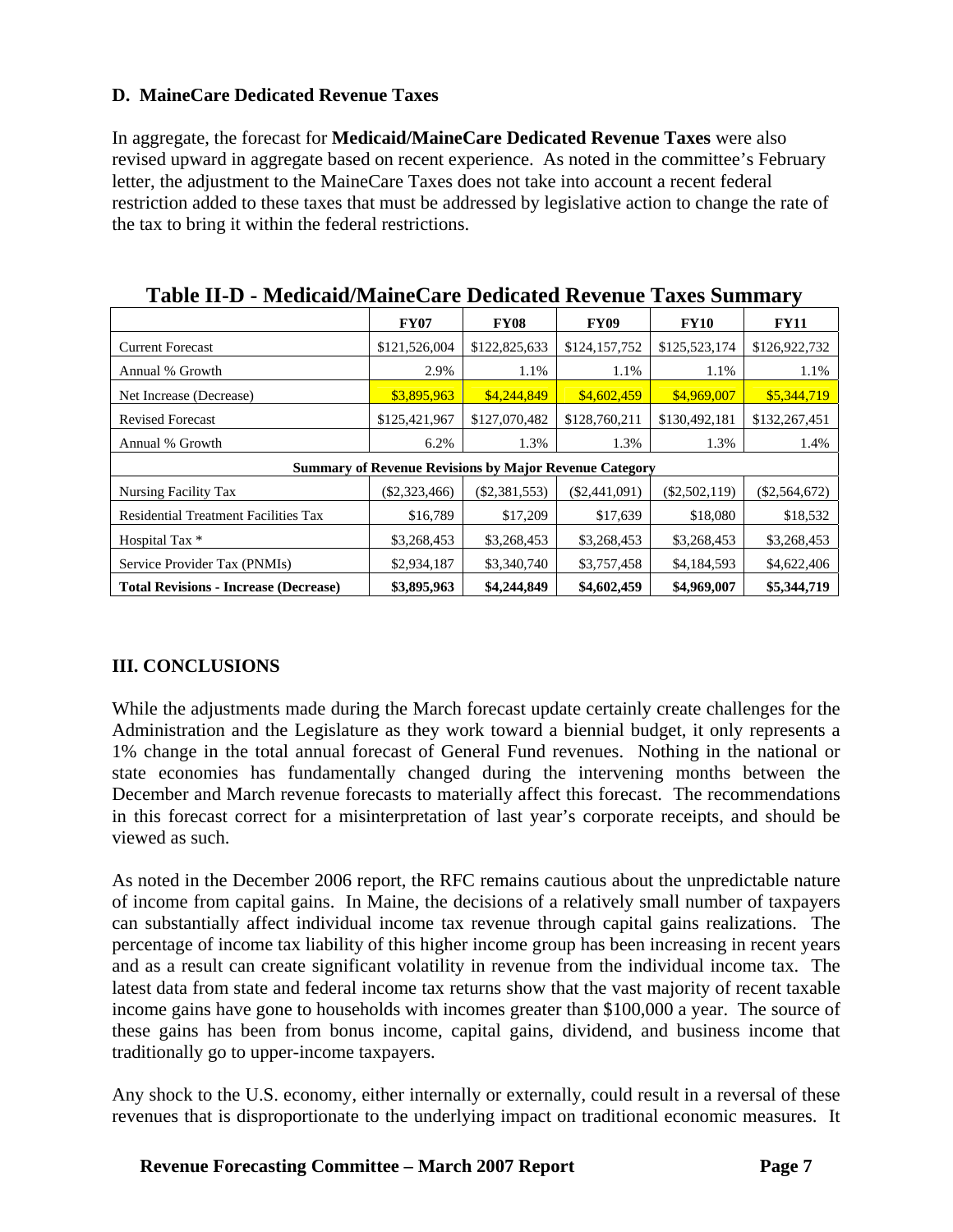### D. MaineCare Dedicated Revenue Taxes

In aggregate, the forecast for **Medicaid/MaineCare Dedicated Revenue Taxes** were also revised upward in aggregate based on recent experience. As noted in the committee's February letter, the adjustment to the MaineCare Taxes does not take into account a recent federal restriction added to these taxes that must be addressed by legislative action to change the rate of the tax to bring it within the federal restrictions.

**Table II-D - Medicaid/MaineCare Dedicated Revenue Taxes Summary**

| | FY07 | FY08 | FY09 | FY10 | FY11 |
|---|---|---|---|---|---|
| Current Forecast | $121,526,004 | $122,825,633 | $124,157,752 | $125,523,174 | $126,922,732 |
| Annual % Growth | 2.9% | 1.1% | 1.1% | 1.1% | 1.1% |
| Net Increase (Decrease) | $3,895,963 | $4,244,849 | $4,602,459 | $4,969,007 | $5,344,719 |
| Revised Forecast | $125,421,967 | $127,070,482 | $128,760,211 | $130,492,181 | $132,267,451 |
| Annual % Growth | 6.2% | 1.3% | 1.3% | 1.3% | 1.4% |
| **Summary of Revenue Revisions by Major Revenue Category** | | | | | |
| Nursing Facility Tax | ($2,323,466) | ($2,381,553) | ($2,441,091) | ($2,502,119) | ($2,564,672) |
| Residential Treatment Facilities Tax | $16,789 | $17,209 | $17,639 | $18,080 | $18,532 |
| Hospital Tax * | $3,268,453 | $3,268,453 | $3,268,453 | $3,268,453 | $3,268,453 |
| Service Provider Tax (PNMIs) | $2,934,187 | $3,340,740 | $3,757,458 | $4,184,593 | $4,622,406 |
| **Total Revisions - Increase (Decrease)** | **$3,895,963** | **$4,244,849** | **$4,602,459** | **$4,969,007** | **$5,344,719** |

## III. CONCLUSIONS

While the adjustments made during the March forecast update certainly create challenges for the Administration and the Legislature as they work toward a biennial budget, it only represents a 1% change in the total annual forecast of General Fund revenues. Nothing in the national or state economies has fundamentally changed during the intervening months between the December and March revenue forecasts to materially affect this forecast. The recommendations in this forecast correct for a misinterpretation of last year's corporate receipts, and should be viewed as such.

As noted in the December 2006 report, the RFC remains cautious about the unpredictable nature of income from capital gains. In Maine, the decisions of a relatively small number of taxpayers can substantially affect individual income tax revenue through capital gains realizations. The percentage of income tax liability of this higher income group has been increasing in recent years and as a result can create significant volatility in revenue from the individual income tax. The latest data from state and federal income tax returns show that the vast majority of recent taxable income gains have gone to households with incomes greater than $100,000 a year. The source of these gains has been from bonus income, capital gains, dividend, and business income that traditionally go to upper-income taxpayers.

Any shock to the U.S. economy, either internally or externally, could result in a reversal of these revenues that is disproportionate to the underlying impact on traditional economic measures. It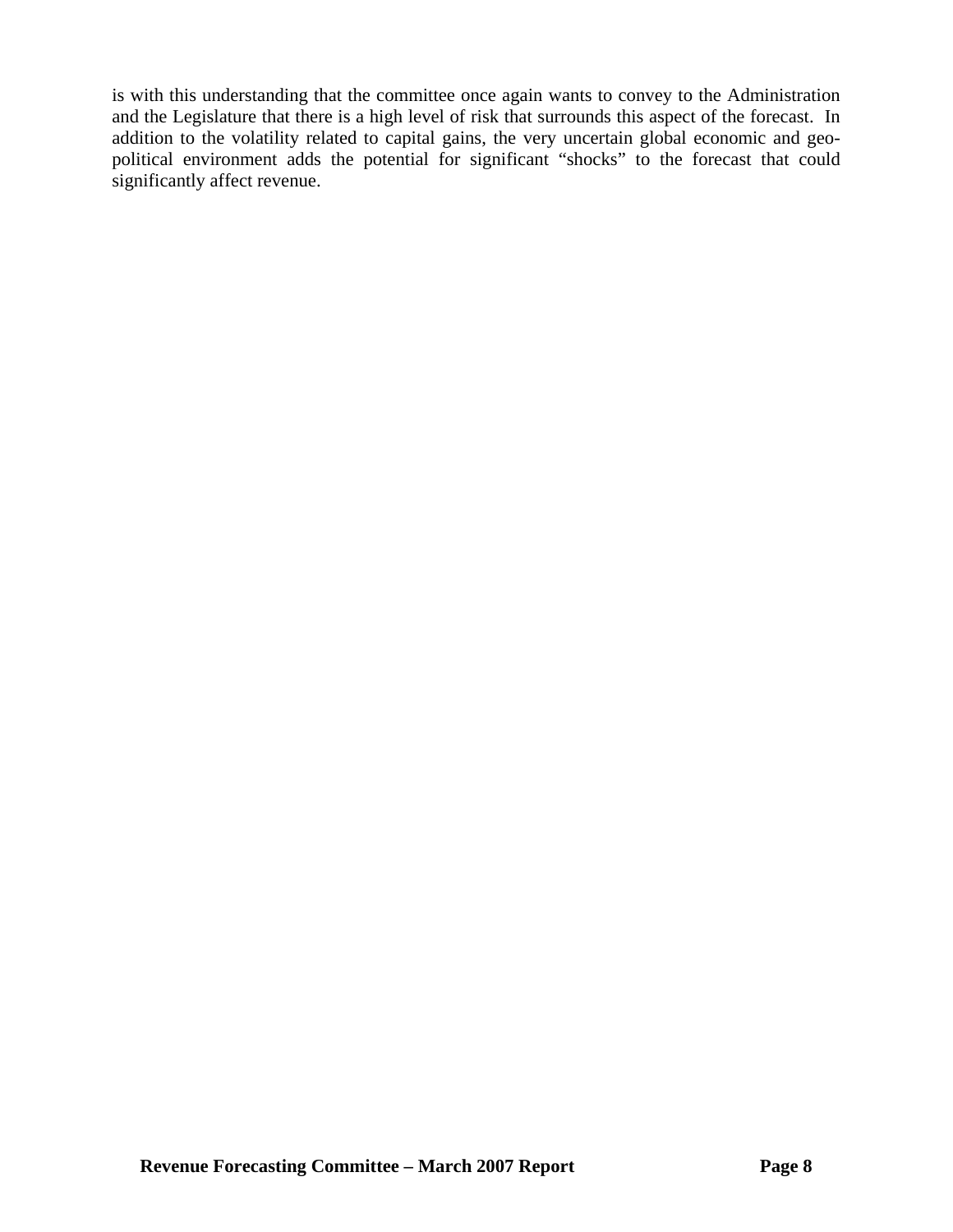is with this understanding that the committee once again wants to convey to the Administration and the Legislature that there is a high level of risk that surrounds this aspect of the forecast. In addition to the volatility related to capital gains, the very uncertain global economic and geo-political environment adds the potential for significant "shocks" to the forecast that could significantly affect revenue.